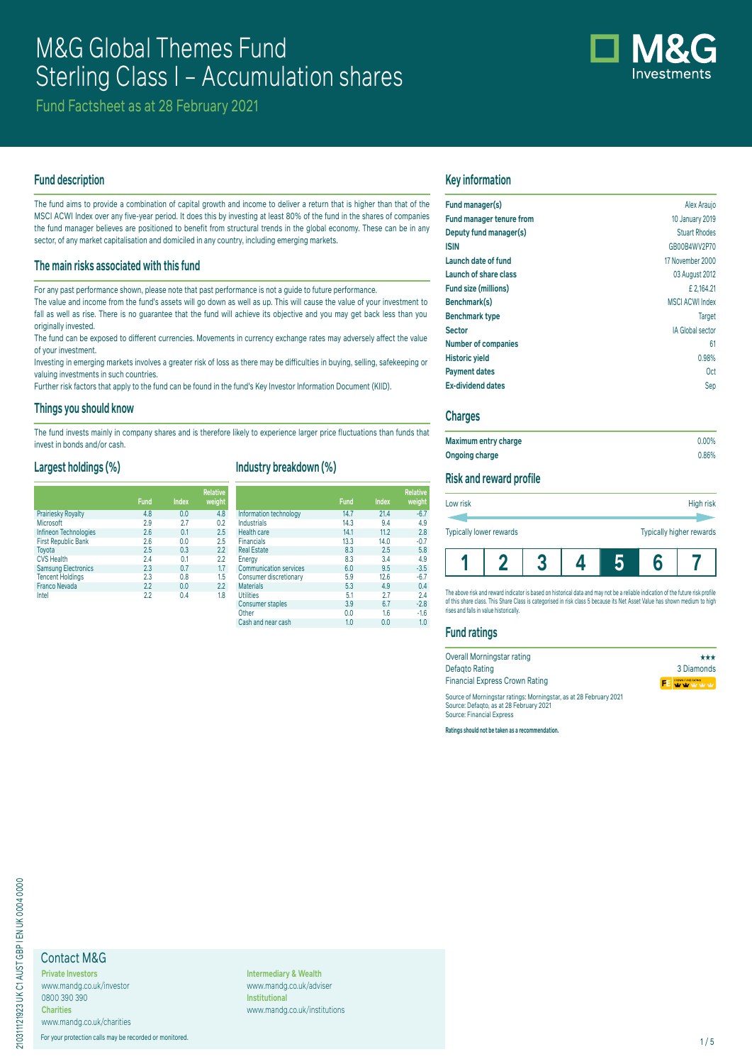# M&G Global Themes Fund
# Sterling Class I – Accumulation shares

Fund Factsheet as at 28 February 2021

## Fund description

The fund aims to provide a combination of capital growth and income to deliver a return that is higher than that of the MSCI ACWI Index over any five-year period. It does this by investing at least 80% of the fund in the shares of companies the fund manager believes are positioned to benefit from structural trends in the global economy. These can be in any sector, of any market capitalisation and domiciled in any country, including emerging markets.

## The main risks associated with this fund

For any past performance shown, please note that past performance is not a guide to future performance.

The value and income from the fund's assets will go down as well as up. This will cause the value of your investment to fall as well as rise. There is no guarantee that the fund will achieve its objective and you may get back less than you originally invested.

The fund can be exposed to different currencies. Movements in currency exchange rates may adversely affect the value of your investment.

Investing in emerging markets involves a greater risk of loss as there may be difficulties in buying, selling, safekeeping or valuing investments in such countries.

Further risk factors that apply to the fund can be found in the fund's Key Investor Information Document (KIID).

## Things you should know

The fund invests mainly in company shares and is therefore likely to experience larger price fluctuations than funds that invest in bonds and/or cash.

## Largest holdings (%)

| | Fund | Index | Relative weight |
|---|---|---|---|
| Prairiesky Royalty | 4.8 | 0.0 | 4.8 |
| Microsoft | 2.9 | 2.7 | 0.2 |
| Infineon Technologies | 2.6 | 0.1 | 2.5 |
| First Republic Bank | 2.6 | 0.0 | 2.5 |
| Toyota | 2.5 | 0.3 | 2.2 |
| CVS Health | 2.4 | 0.1 | 2.2 |
| Samsung Electronics | 2.3 | 0.7 | 1.7 |
| Tencent Holdings | 2.3 | 0.8 | 1.5 |
| Franco Nevada | 2.2 | 0.0 | 2.2 |
| Intel | 2.2 | 0.4 | 1.8 |

## Industry breakdown (%)

| | Fund | Index | Relative weight |
|---|---|---|---|
| Information technology | 14.7 | 21.4 | -6.7 |
| Industrials | 14.3 | 9.4 | 4.9 |
| Health care | 14.1 | 11.2 | 2.8 |
| Financials | 13.3 | 14.0 | -0.7 |
| Real Estate | 8.3 | 2.5 | 5.8 |
| Energy | 8.3 | 3.4 | 4.9 |
| Communication services | 6.0 | 9.5 | -3.5 |
| Consumer discretionary | 5.9 | 12.6 | -6.7 |
| Materials | 5.3 | 4.9 | 0.4 |
| Utilities | 5.1 | 2.7 | 2.4 |
| Consumer staples | 3.9 | 6.7 | -2.8 |
| Other | 0.0 | 1.6 | -1.6 |
| Cash and near cash | 1.0 | 0.0 | 1.0 |

## Key information

| | |
|---|---|
| **Fund manager(s)** | Alex Araujo |
| **Fund manager tenure from** | 10 January 2019 |
| **Deputy fund manager(s)** | Stuart Rhodes |
| **ISIN** | GB00B4WV2P70 |
| **Launch date of fund** | 17 November 2000 |
| **Launch of share class** | 03 August 2012 |
| **Fund size (millions)** | £ 2,164.21 |
| **Benchmark(s)** | MSCI ACWI Index |
| **Benchmark type** | Target |
| **Sector** | IA Global sector |
| **Number of companies** | 61 |
| **Historic yield** | 0.98% |
| **Payment dates** | Oct |
| **Ex-dividend dates** | Sep |

## Charges

| | |
|---|---|
| **Maximum entry charge** | 0.00% |
| **Ongoing charge** | 0.86% |

## Risk and reward profile

Low risk — High risk

Typically lower rewards — Typically higher rewards

| 1 | 2 | 3 | 4 | **5** | 6 | 7 |
|---|---|---|---|---|---|---|

The above risk and reward indicator is based on historical data and may not be a reliable indication of the future risk profile of this share class. This Share Class is categorised in risk class 5 because its Net Asset Value has shown medium to high rises and falls in value historically.

## Fund ratings

| | |
|---|---|
| Overall Morningstar rating | ★★★ |
| Defaqto Rating | 3 Diamonds |
| Financial Express Crown Rating | |

Source of Morningstar ratings: Morningstar, as at 28 February 2021
Source: Defaqto, as at 28 February 2021
Source: Financial Express

**Ratings should not be taken as a recommendation.**

## Contact M&G

**Private Investors**
www.mandg.co.uk/investor
0800 390 390

**Charities**
www.mandg.co.uk/charities

**Intermediary & Wealth**
www.mandg.co.uk/adviser

**Institutional**
www.mandg.co.uk/institutions

For your protection calls may be recorded or monitored.

210311121923 UK C1 AUST GBP I EN UK 0004 0000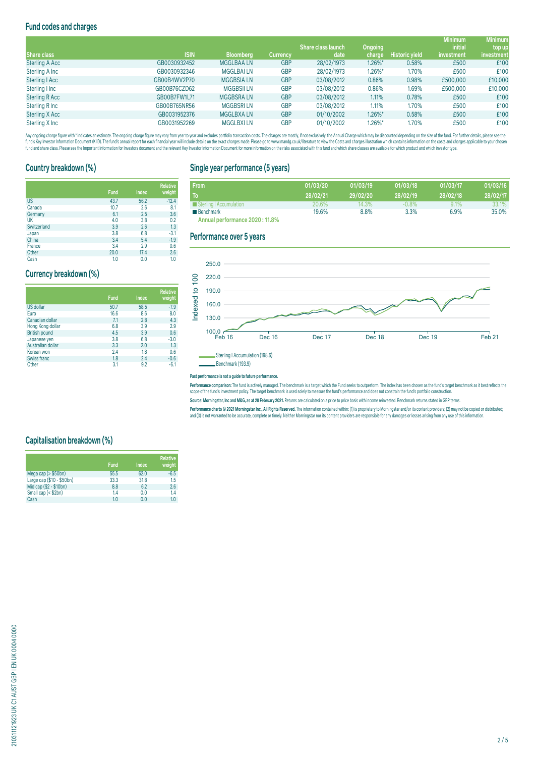## Fund codes and charges

| Share class | ISIN | Bloomberg | Currency | Share class launch date | Ongoing charge | Historic yield | Minimum initial investment | Minimum top up investment |
|---|---|---|---|---|---|---|---|---|
| Sterling A Acc | GB0030932452 | MGGLBAA LN | GBP | 28/02/1973 | 1.26%* | 0.58% | £500 | £100 |
| Sterling A Inc | GB0030932346 | MGGLBAI LN | GBP | 28/02/1973 | 1.26%* | 1.70% | £500 | £100 |
| Sterling I Acc | GB00B4WV2P70 | MGGBSIA LN | GBP | 03/08/2012 | 0.86% | 0.98% | £500,000 | £10,000 |
| Sterling I Inc | GB00B76CZD62 | MGGBSII LN | GBP | 03/08/2012 | 0.86% | 1.69% | £500,000 | £10,000 |
| Sterling R Acc | GB00B7FW1L71 | MGGBSRA LN | GBP | 03/08/2012 | 1.11% | 0.78% | £500 | £100 |
| Sterling R Inc | GB00B765NR56 | MGGBSRI LN | GBP | 03/08/2012 | 1.11% | 1.70% | £500 | £100 |
| Sterling X Acc | GB0031952376 | MGGLBXA LN | GBP | 01/10/2002 | 1.26%* | 0.58% | £500 | £100 |
| Sterling X Inc | GB0031952269 | MGGLBXI LN | GBP | 01/10/2002 | 1.26%* | 1.70% | £500 | £100 |

Any ongoing charge figure with * indicates an estimate. The ongoing charge figure may vary from year to year and excludes portfolio transaction costs. The charges are mostly, if not exclusively, the Annual Charge which may be discounted depending on the size of the fund. For further details, please see the fund's Key Investor Information Document (KIID). The fund's annual report for each financial year will include details on the exact charges made. Please go to www.mandg.co.uk/literature to view the Costs and charges illustration which contains information on the costs and charges applicable to your chosen fund and share class. Please see the Important Information for Investors document and the relevant Key Investor Information Document for more information on the risks associated with this fund and which share classes are available for which product and which investor type.

## Country breakdown (%)

| | Fund | Index | Relative weight |
|---|---|---|---|
| US | 43.7 | 56.2 | -12.4 |
| Canada | 10.7 | 2.6 | 8.1 |
| Germany | 6.1 | 2.5 | 3.6 |
| UK | 4.0 | 3.8 | 0.2 |
| Switzerland | 3.9 | 2.6 | 1.3 |
| Japan | 3.8 | 6.8 | -3.1 |
| China | 3.4 | 5.4 | -1.9 |
| France | 3.4 | 2.9 | 0.6 |
| Other | 20.0 | 17.4 | 2.6 |
| Cash | 1.0 | 0.0 | 1.0 |

## Currency breakdown (%)

| | Fund | Index | Relative weight |
|---|---|---|---|
| US dollar | 50.7 | 58.5 | -7.9 |
| Euro | 16.6 | 8.6 | 8.0 |
| Canadian dollar | 7.1 | 2.8 | 4.3 |
| Hong Kong dollar | 6.8 | 3.9 | 2.9 |
| British pound | 4.5 | 3.9 | 0.6 |
| Japanese yen | 3.8 | 6.8 | -3.0 |
| Australian dollar | 3.3 | 2.0 | 1.3 |
| Korean won | 2.4 | 1.8 | 0.6 |
| Swiss franc | 1.8 | 2.4 | -0.6 |
| Other | 3.1 | 9.2 | -6.1 |

## Capitalisation breakdown (%)

| | Fund | Index | Relative weight |
|---|---|---|---|
| Mega cap (> $50bn) | 55.5 | 62.0 | -6.5 |
| Large cap ($10 - $50bn) | 33.3 | 31.8 | 1.5 |
| Mid cap ($2 - $10bn) | 8.8 | 6.2 | 2.6 |
| Small cap (< $2bn) | 1.4 | 0.0 | 1.4 |
| Cash | 1.0 | 0.0 | 1.0 |

## Single year performance (5 years)

| From | 01/03/20 | 01/03/19 | 01/03/18 | 01/03/17 | 01/03/16 |
|---|---|---|---|---|---|
| To | 28/02/21 | 29/02/20 | 28/02/19 | 28/02/18 | 28/02/17 |
| Sterling I Accumulation | 20.6% | 14.3% | -0.8% | 9.1% | 33.1% |
| Benchmark | 19.6% | 8.8% | 3.3% | 6.9% | 35.0% |

**Annual performance 2020 : 11.8%**

## Performance over 5 years

Sterling I Accumulation (198.6)

Benchmark (193.9)

**Past performance is not a guide to future performance.**

**Performance comparison:** The fund is actively managed. The benchmark is a target which the Fund seeks to outperform. The index has been chosen as the fund's target benchmark as it best reflects the scope of the fund's investment policy. The target benchmark is used solely to measure the fund's performance and does not constrain the fund's portfolio construction.

**Source: Morningstar, Inc and M&G, as at 28 February 2021.** Returns are calculated on a price to price basis with income reinvested. Benchmark returns stated in GBP terms.

**Performance charts © 2021 Morningstar Inc., All Rights Reserved.** The information contained within: (1) is proprietary to Morningstar and/or its content providers; (2) may not be copied or distributed; and (3) is not warranted to be accurate, complete or timely. Neither Morningstar nor its content providers are responsible for any damages or losses arising from any use of this information.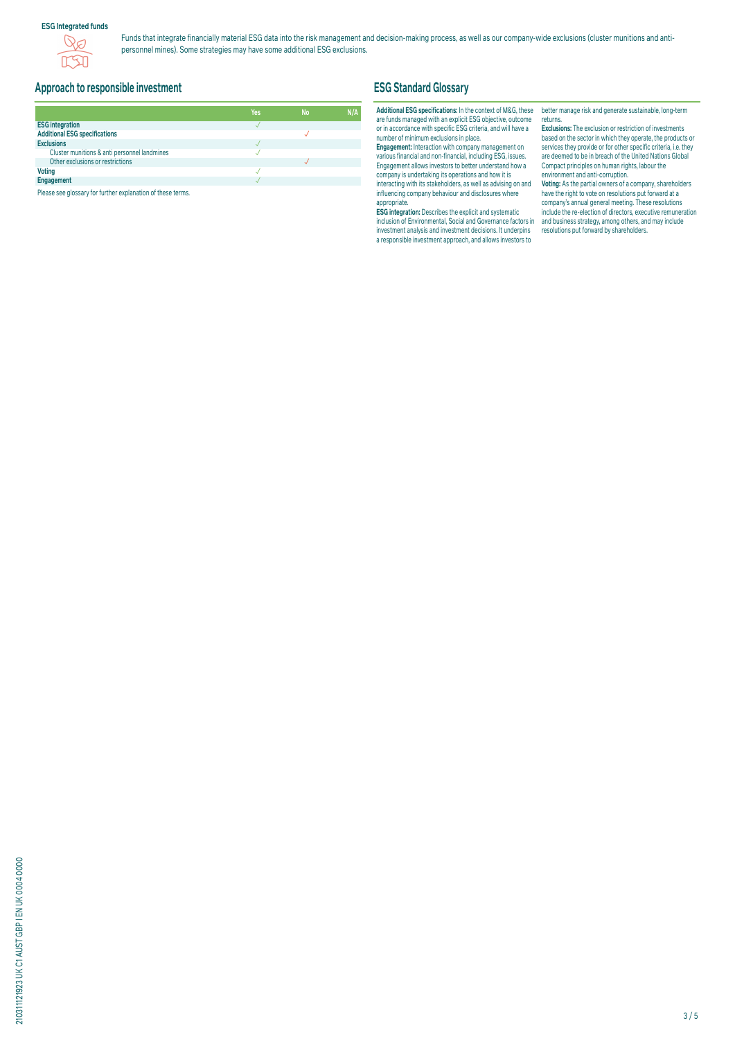**ESG Integrated funds**

Funds that integrate financially material ESG data into the risk management and decision-making process, as well as our company-wide exclusions (cluster munitions and anti-personnel mines). Some strategies may have some additional ESG exclusions.

## Approach to responsible investment

| | Yes | No | N/A |
|---|---|---|---|
| **ESG integration** | ✓ | | |
| **Additional ESG specifications** | | ✓ | |
| **Exclusions** | ✓ | | |
| Cluster munitions & anti personnel landmines | ✓ | | |
| Other exclusions or restrictions | | ✓ | |
| **Voting** | ✓ | | |
| **Engagement** | ✓ | | |

Please see glossary for further explanation of these terms.

## ESG Standard Glossary

**Additional ESG specifications:** In the context of M&G, these are funds managed with an explicit ESG objective, outcome or in accordance with specific ESG criteria, and will have a number of minimum exclusions in place.

**Engagement:** Interaction with company management on various financial and non-financial, including ESG, issues. Engagement allows investors to better understand how a company is undertaking its operations and how it is interacting with its stakeholders, as well as advising on and influencing company behaviour and disclosures where appropriate.

**ESG integration:** Describes the explicit and systematic inclusion of Environmental, Social and Governance factors in investment analysis and investment decisions. It underpins a responsible investment approach, and allows investors to better manage risk and generate sustainable, long-term returns.

**Exclusions:** The exclusion or restriction of investments based on the sector in which they operate, the products or services they provide or for other specific criteria, i.e. they are deemed to be in breach of the United Nations Global Compact principles on human rights, labour the environment and anti-corruption.

**Voting:** As the partial owners of a company, shareholders have the right to vote on resolutions put forward at a company's annual general meeting. These resolutions include the re-election of directors, executive remuneration and business strategy, among others, and may include resolutions put forward by shareholders.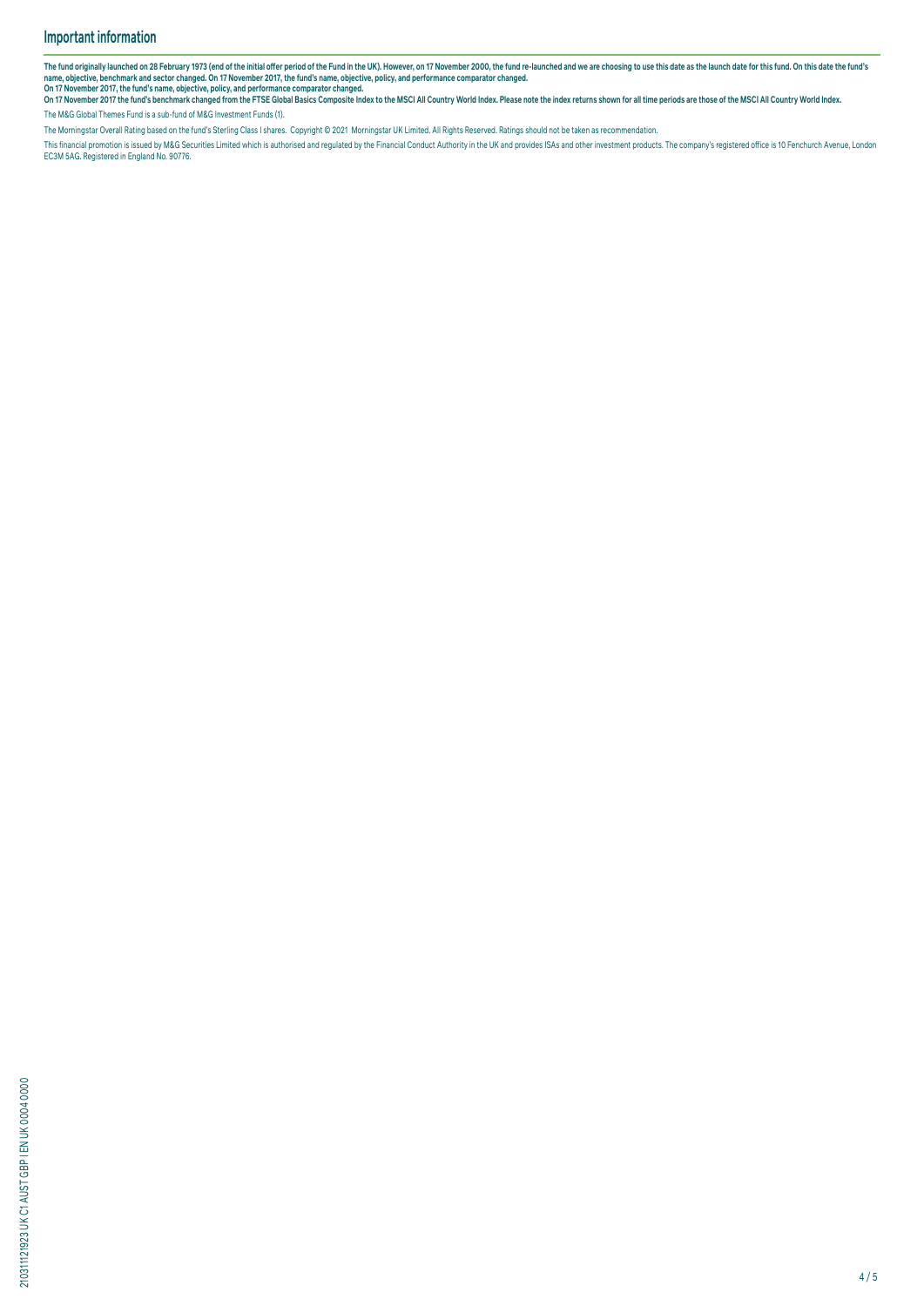## Important information

**The fund originally launched on 28 February 1973 (end of the initial offer period of the Fund in the UK). However, on 17 November 2000, the fund re-launched and we are choosing to use this date as the launch date for this fund. On this date the fund's name, objective, benchmark and sector changed. On 17 November 2017, the fund's name, objective, policy, and performance comparator changed.**
**On 17 November 2017, the fund's name, objective, policy, and performance comparator changed.**
**On 17 November 2017 the fund's benchmark changed from the FTSE Global Basics Composite Index to the MSCI All Country World Index. Please note the index returns shown for all time periods are those of the MSCI All Country World Index.**

The M&G Global Themes Fund is a sub-fund of M&G Investment Funds (1).

The Morningstar Overall Rating based on the fund's Sterling Class I shares. Copyright © 2021 Morningstar UK Limited. All Rights Reserved. Ratings should not be taken as recommendation.

This financial promotion is issued by M&G Securities Limited which is authorised and regulated by the Financial Conduct Authority in the UK and provides ISAs and other investment products. The company's registered office is 10 Fenchurch Avenue, London EC3M 5AG. Registered in England No. 90776.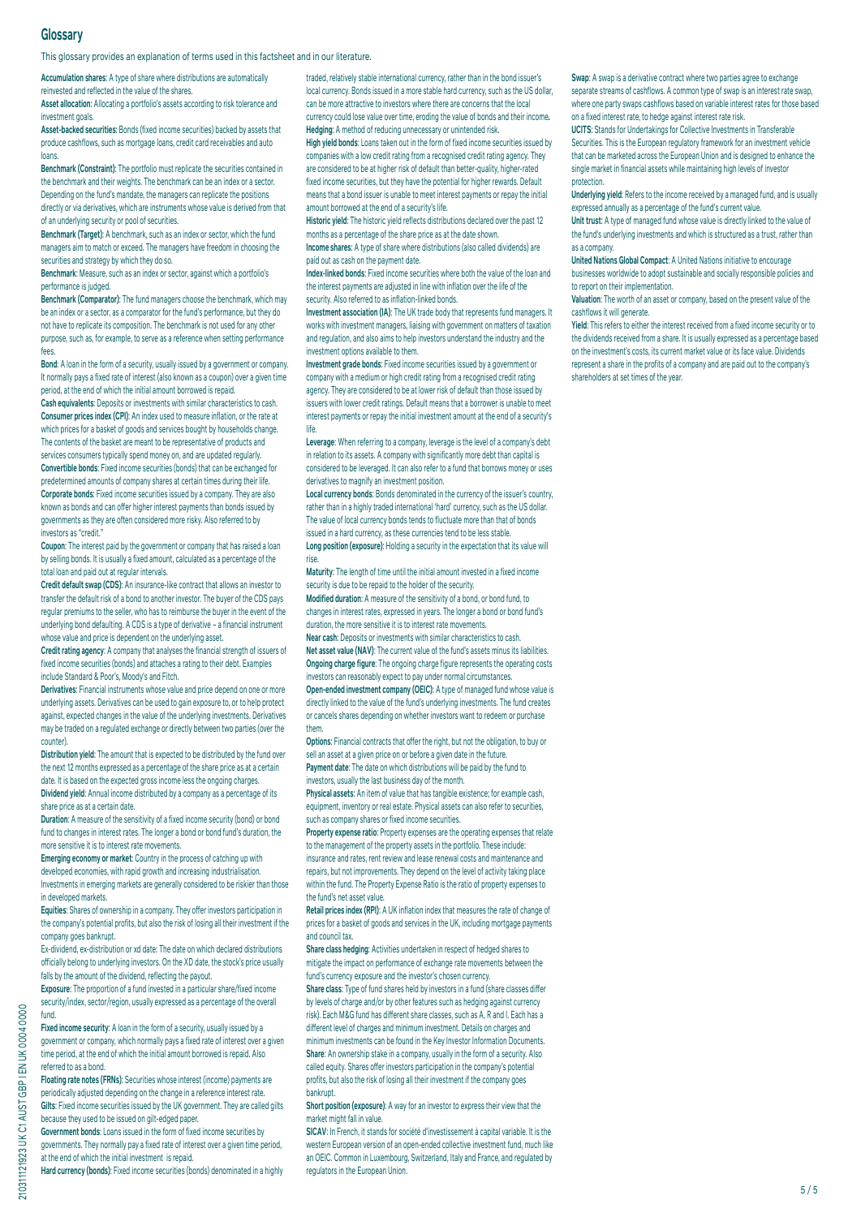## Glossary

This glossary provides an explanation of terms used in this factsheet and in our literature.

**Accumulation shares**: A type of share where distributions are automatically reinvested and reflected in the value of the shares.

**Asset allocation**: Allocating a portfolio's assets according to risk tolerance and investment goals.

**Asset-backed securities**: Bonds (fixed income securities) backed by assets that produce cashflows, such as mortgage loans, credit card receivables and auto loans.

**Benchmark (Constraint)**: The portfolio must replicate the securities contained in the benchmark and their weights. The benchmark can be an index or a sector. Depending on the fund's mandate, the managers can replicate the positions directly or via derivatives, which are instruments whose value is derived from that of an underlying security or pool of securities.

**Benchmark (Target)**: A benchmark, such as an index or sector, which the fund managers aim to match or exceed. The managers have freedom in choosing the securities and strategy by which they do so.

**Benchmark**: Measure, such as an index or sector, against which a portfolio's performance is judged.

**Benchmark (Comparator)**: The fund managers choose the benchmark, which may be an index or a sector, as a comparator for the fund's performance, but they do not have to replicate its composition. The benchmark is not used for any other purpose, such as, for example, to serve as a reference when setting performance fees.

**Bond**: A loan in the form of a security, usually issued by a government or company. It normally pays a fixed rate of interest (also known as a coupon) over a given time period, at the end of which the initial amount borrowed is repaid.

**Cash equivalents**: Deposits or investments with similar characteristics to cash.

**Consumer prices index (CPI)**: An index used to measure inflation, or the rate at which prices for a basket of goods and services bought by households change. The contents of the basket are meant to be representative of products and services consumers typically spend money on, and are updated regularly.

**Convertible bonds**: Fixed income securities (bonds) that can be exchanged for predetermined amounts of company shares at certain times during their life.

**Corporate bonds**: Fixed income securities issued by a company. They are also known as bonds and can offer higher interest payments than bonds issued by governments as they are often considered more risky. Also referred to by investors as "credit."

**Coupon**: The interest paid by the government or company that has raised a loan by selling bonds. It is usually a fixed amount, calculated as a percentage of the total loan and paid out at regular intervals.

**Credit default swap (CDS)**: An insurance-like contract that allows an investor to transfer the default risk of a bond to another investor. The buyer of the CDS pays regular premiums to the seller, who has to reimburse the buyer in the event of the underlying bond defaulting. A CDS is a type of derivative – a financial instrument whose value and price is dependent on the underlying asset.

**Credit rating agency**: A company that analyses the financial strength of issuers of fixed income securities (bonds) and attaches a rating to their debt. Examples include Standard & Poor's, Moody's and Fitch.

**Derivatives**: Financial instruments whose value and price depend on one or more underlying assets. Derivatives can be used to gain exposure to, or to help protect against, expected changes in the value of the underlying investments. Derivatives may be traded on a regulated exchange or directly between two parties (over the counter).

**Distribution yield**: The amount that is expected to be distributed by the fund over the next 12 months expressed as a percentage of the share price as at a certain date. It is based on the expected gross income less the ongoing charges.

**Dividend yield**: Annual income distributed by a company as a percentage of its share price as at a certain date.

**Duration**: A measure of the sensitivity of a fixed income security (bond) or bond fund to changes in interest rates. The longer a bond or bond fund's duration, the more sensitive it is to interest rate movements.

**Emerging economy or market**: Country in the process of catching up with developed economies, with rapid growth and increasing industrialisation. Investments in emerging markets are generally considered to be riskier than those in developed markets.

**Equities**: Shares of ownership in a company. They offer investors participation in the company's potential profits, but also the risk of losing all their investment if the company goes bankrupt.

Ex-dividend, ex-distribution or xd date: The date on which declared distributions officially belong to underlying investors. On the XD date, the stock's price usually falls by the amount of the dividend, reflecting the payout.

**Exposure**: The proportion of a fund invested in a particular share/fixed income security/index, sector/region, usually expressed as a percentage of the overall fund.

**Fixed income security**: A loan in the form of a security, usually issued by a government or company, which normally pays a fixed rate of interest over a given time period, at the end of which the initial amount borrowed is repaid. Also referred to as a bond.

**Floating rate notes (FRNs)**: Securities whose interest (income) payments are periodically adjusted depending on the change in a reference interest rate.

**Gilts**: Fixed income securities issued by the UK government. They are called gilts because they used to be issued on gilt-edged paper.

**Government bonds**: Loans issued in the form of fixed income securities by governments. They normally pay a fixed rate of interest over a given time period, at the end of which the initial investment is repaid.

**Hard currency (bonds)**: Fixed income securities (bonds) denominated in a highly traded, relatively stable international currency, rather than in the bond issuer's local currency. Bonds issued in a more stable hard currency, such as the US dollar, can be more attractive to investors where there are concerns that the local currency could lose value over time, eroding the value of bonds and their income.

**Hedging**: A method of reducing unnecessary or unintended risk.

**High yield bonds**: Loans taken out in the form of fixed income securities issued by companies with a low credit rating from a recognised credit rating agency. They are considered to be at higher risk of default than better-quality, higher-rated fixed income securities, but they have the potential for higher rewards. Default means that a bond issuer is unable to meet interest payments or repay the initial amount borrowed at the end of a security's life.

**Historic yield**: The historic yield reflects distributions declared over the past 12 months as a percentage of the share price as at the date shown.

**Income shares**: A type of share where distributions (also called dividends) are paid out as cash on the payment date.

**Index-linked bonds**: Fixed income securities where both the value of the loan and the interest payments are adjusted in line with inflation over the life of the security. Also referred to as inflation-linked bonds.

**Investment association (IA)**: The UK trade body that represents fund managers. It works with investment managers, liaising with government on matters of taxation and regulation, and also aims to help investors understand the industry and the investment options available to them.

**Investment grade bonds**: Fixed income securities issued by a government or company with a medium or high credit rating from a recognised credit rating agency. They are considered to be at lower risk of default than those issued by issuers with lower credit ratings. Default means that a borrower is unable to meet interest payments or repay the initial investment amount at the end of a security's life.

**Leverage**: When referring to a company, leverage is the level of a company's debt in relation to its assets. A company with significantly more debt than capital is considered to be leveraged. It can also refer to a fund that borrows money or uses derivatives to magnify an investment position.

**Local currency bonds**: Bonds denominated in the currency of the issuer's country, rather than in a highly traded international 'hard' currency, such as the US dollar. The value of local currency bonds tends to fluctuate more than that of bonds issued in a hard currency, as these currencies tend to be less stable.

**Long position (exposure)**: Holding a security in the expectation that its value will rise.

**Maturity**: The length of time until the initial amount invested in a fixed income security is due to be repaid to the holder of the security.

**Modified duration**: A measure of the sensitivity of a bond, or bond fund, to changes in interest rates, expressed in years. The longer a bond or bond fund's duration, the more sensitive it is to interest rate movements.

**Near cash**: Deposits or investments with similar characteristics to cash.

**Net asset value (NAV)**: The current value of the fund's assets minus its liabilities.

**Ongoing charge figure**: The ongoing charge figure represents the operating costs investors can reasonably expect to pay under normal circumstances.

**Open-ended investment company (OEIC)**: A type of managed fund whose value is directly linked to the value of the fund's underlying investments. The fund creates or cancels shares depending on whether investors want to redeem or purchase them.

**Options**: Financial contracts that offer the right, but not the obligation, to buy or sell an asset at a given price on or before a given date in the future.

**Payment date**: The date on which distributions will be paid by the fund to investors, usually the last business day of the month.

**Physical assets**: An item of value that has tangible existence; for example cash, equipment, inventory or real estate. Physical assets can also refer to securities, such as company shares or fixed income securities.

**Property expense ratio**: Property expenses are the operating expenses that relate to the management of the property assets in the portfolio. These include: insurance and rates, rent review and lease renewal costs and maintenance and repairs, but not improvements. They depend on the level of activity taking place within the fund. The Property Expense Ratio is the ratio of property expenses to the fund's net asset value.

**Retail prices index (RPI)**: A UK inflation index that measures the rate of change of prices for a basket of goods and services in the UK, including mortgage payments and council tax.

**Share class hedging**: Activities undertaken in respect of hedged shares to mitigate the impact on performance of exchange rate movements between the fund's currency exposure and the investor's chosen currency.

**Share class**: Type of fund shares held by investors in a fund (share classes differ by levels of charge and/or by other features such as hedging against currency risk). Each M&G fund has different share classes, such as A, R and I. Each has a different level of charges and minimum investment. Details on charges and minimum investments can be found in the Key Investor Information Documents.

**Share**: An ownership stake in a company, usually in the form of a security. Also called equity. Shares offer investors participation in the company's potential profits, but also the risk of losing all their investment if the company goes bankrupt.

**Short position (exposure)**: A way for an investor to express their view that the market might fall in value.

**SICAV**: In French, it stands for société d'investissement à capital variable. It is the western European version of an open-ended collective investment fund, much like an OEIC. Common in Luxembourg, Switzerland, Italy and France, and regulated by regulators in the European Union.

**Swap**: A swap is a derivative contract where two parties agree to exchange separate streams of cashflows. A common type of swap is an interest rate swap, where one party swaps cashflows based on variable interest rates for those based on a fixed interest rate, to hedge against interest rate risk.

**UCITS**: Stands for Undertakings for Collective Investments in Transferable Securities. This is the European regulatory framework for an investment vehicle that can be marketed across the European Union and is designed to enhance the single market in financial assets while maintaining high levels of investor protection.

**Underlying yield**: Refers to the income received by a managed fund, and is usually expressed annually as a percentage of the fund's current value.

**Unit trust**: A type of managed fund whose value is directly linked to the value of the fund's underlying investments and which is structured as a trust, rather than as a company.

**United Nations Global Compact**: A United Nations initiative to encourage businesses worldwide to adopt sustainable and socially responsible policies and to report on their implementation.

**Valuation**: The worth of an asset or company, based on the present value of the cashflows it will generate.

**Yield**: This refers to either the interest received from a fixed income security or to the dividends received from a share. It is usually expressed as a percentage based on the investment's costs, its current market value or its face value. Dividends represent a share in the profits of a company and are paid out to the company's shareholders at set times of the year.

210311121923 UK C1 AUST GBP I EN UK 0004 0000